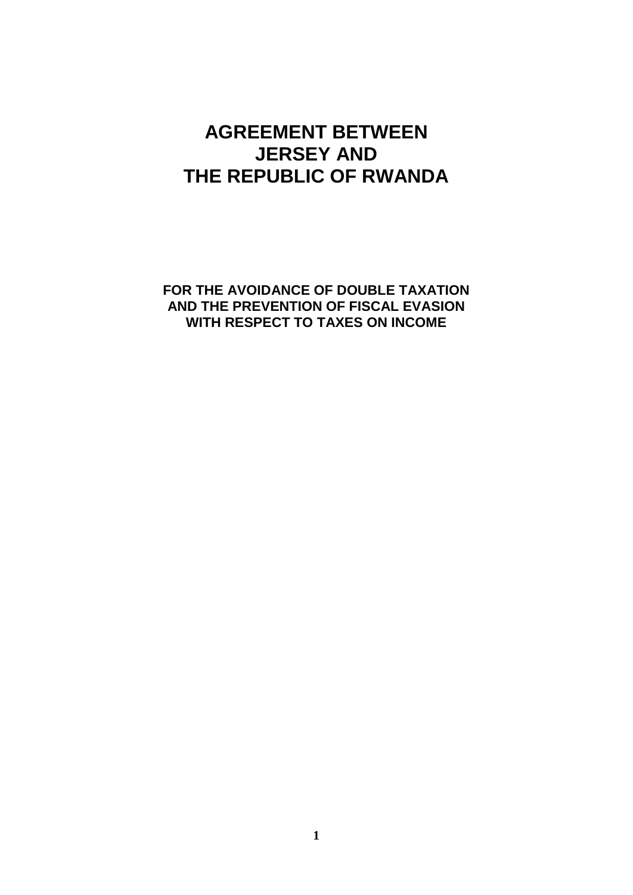# AGREEMENT BETWEEN JERSEY AND THE REPUBLIC OF RWANDA

**FOR THE AVOIDANCE OF DOUBLE TAXATION AND THE PREVENTION OF FISCAL EVASION WITH RESPECT TO TAXES ON INCOME**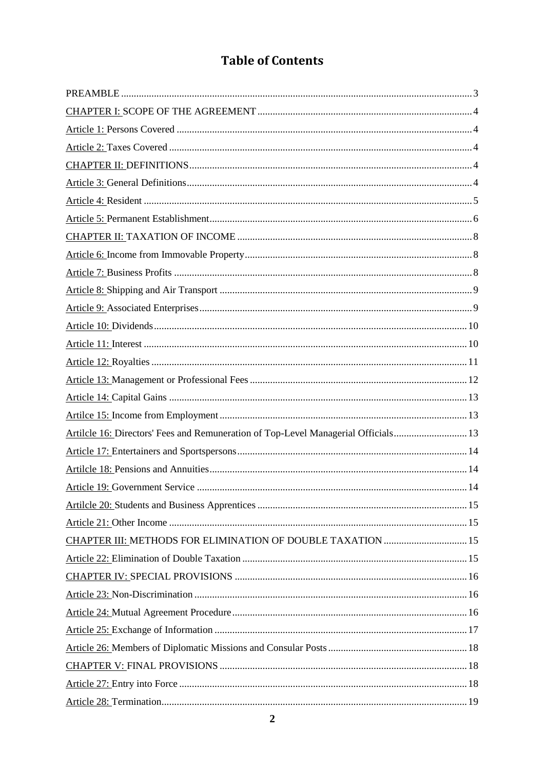# Table of Contents

PREAMBLE ........ 3

CHAPTER I: SCOPE OF THE AGREEMENT ........ 4

Article 1: Persons Covered ........ 4

Article 2: Taxes Covered ........ 4

CHAPTER II: DEFINITIONS ........ 4

Article 3: General Definitions ........ 4

Article 4: Resident ........ 5

Article 5: Permanent Establishment ........ 6

CHAPTER II: TAXATION OF INCOME ........ 8

Article 6: Income from Immovable Property ........ 8

Article 7: Business Profits ........ 8

Article 8: Shipping and Air Transport ........ 9

Article 9: Associated Enterprises ........ 9

Article 10: Dividends ........ 10

Article 11: Interest ........ 10

Article 12: Royalties ........ 11

Article 13: Management or Professional Fees ........ 12

Article 14: Capital Gains ........ 13

Artilce 15: Income from Employment ........ 13

Artilcle 16: Directors' Fees and Remuneration of Top-Level Managerial Officials ........ 13

Article 17: Entertainers and Sportspersons ........ 14

Artilcle 18: Pensions and Annuities ........ 14

Article 19: Government Service ........ 14

Artilcle 20: Students and Business Apprentices ........ 15

Article 21: Other Income ........ 15

CHAPTER III: METHODS FOR ELIMINATION OF DOUBLE TAXATION ........ 15

Article 22: Elimination of Double Taxation ........ 15

CHAPTER IV: SPECIAL PROVISIONS ........ 16

Article 23: Non-Discrimination ........ 16

Article 24: Mutual Agreement Procedure ........ 16

Article 25: Exchange of Information ........ 17

Article 26: Members of Diplomatic Missions and Consular Posts ........ 18

CHAPTER V: FINAL PROVISIONS ........ 18

Article 27: Entry into Force ........ 18

Article 28: Termination ........ 19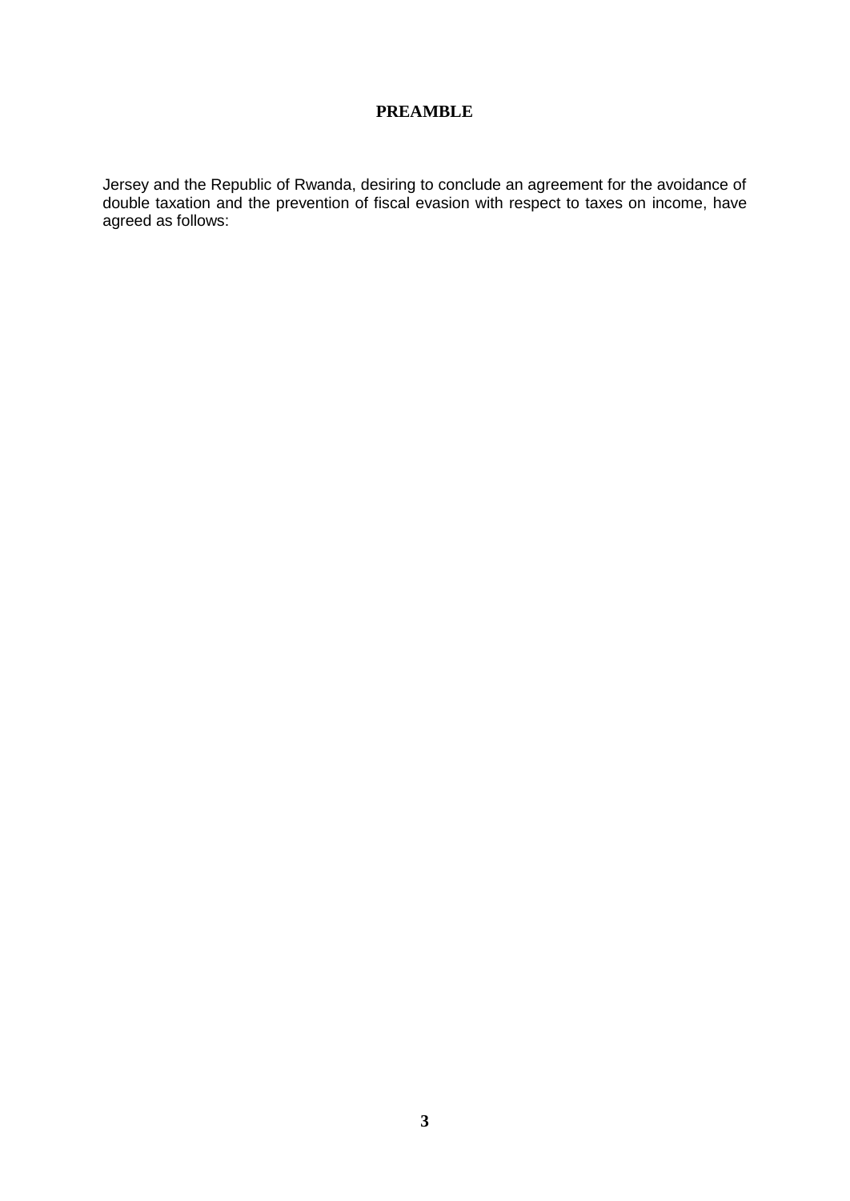## PREAMBLE

Jersey and the Republic of Rwanda, desiring to conclude an agreement for the avoidance of double taxation and the prevention of fiscal evasion with respect to taxes on income, have agreed as follows: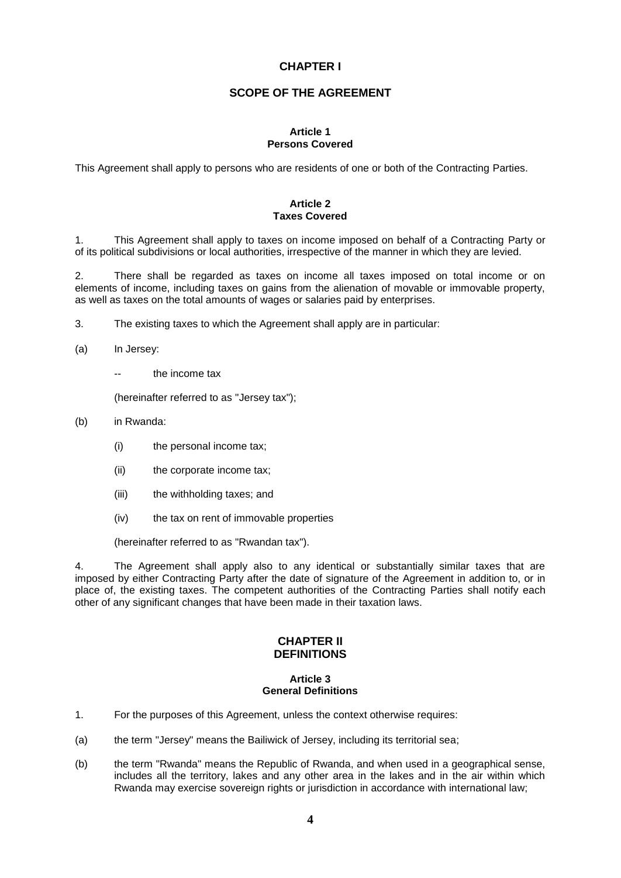# CHAPTER I

## SCOPE OF THE AGREEMENT

### Article 1
### Persons Covered

This Agreement shall apply to persons who are residents of one or both of the Contracting Parties.

### Article 2
### Taxes Covered

1. This Agreement shall apply to taxes on income imposed on behalf of a Contracting Party or of its political subdivisions or local authorities, irrespective of the manner in which they are levied.

2. There shall be regarded as taxes on income all taxes imposed on total income or on elements of income, including taxes on gains from the alienation of movable or immovable property, as well as taxes on the total amounts of wages or salaries paid by enterprises.

3. The existing taxes to which the Agreement shall apply are in particular:

(a) In Jersey:

-- the income tax

(hereinafter referred to as "Jersey tax");

(b) in Rwanda:

(i) the personal income tax;

(ii) the corporate income tax;

(iii) the withholding taxes; and

(iv) the tax on rent of immovable properties

(hereinafter referred to as "Rwandan tax").

4. The Agreement shall apply also to any identical or substantially similar taxes that are imposed by either Contracting Party after the date of signature of the Agreement in addition to, or in place of, the existing taxes. The competent authorities of the Contracting Parties shall notify each other of any significant changes that have been made in their taxation laws.

# CHAPTER II
# DEFINITIONS

### Article 3
### General Definitions

1. For the purposes of this Agreement, unless the context otherwise requires:

(a) the term "Jersey" means the Bailiwick of Jersey, including its territorial sea;

(b) the term "Rwanda" means the Republic of Rwanda, and when used in a geographical sense, includes all the territory, lakes and any other area in the lakes and in the air within which Rwanda may exercise sovereign rights or jurisdiction in accordance with international law;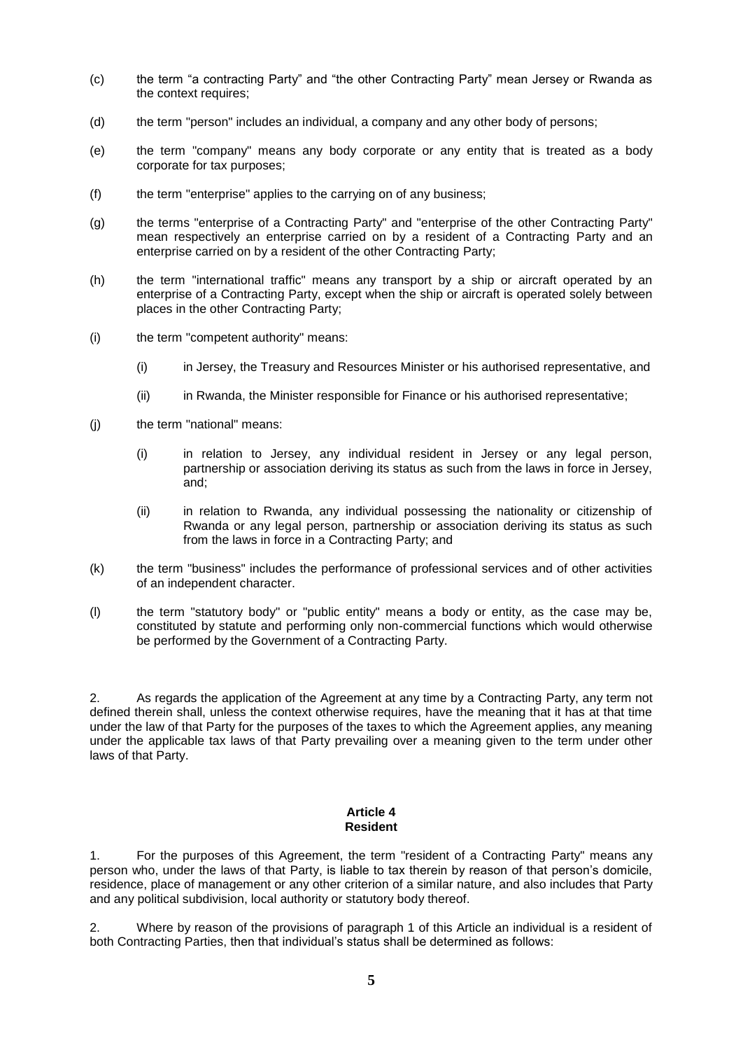(c) the term “a contracting Party” and “the other Contracting Party” mean Jersey or Rwanda as the context requires;

(d) the term "person" includes an individual, a company and any other body of persons;

(e) the term "company" means any body corporate or any entity that is treated as a body corporate for tax purposes;

(f) the term "enterprise" applies to the carrying on of any business;

(g) the terms "enterprise of a Contracting Party" and "enterprise of the other Contracting Party" mean respectively an enterprise carried on by a resident of a Contracting Party and an enterprise carried on by a resident of the other Contracting Party;

(h) the term "international traffic" means any transport by a ship or aircraft operated by an enterprise of a Contracting Party, except when the ship or aircraft is operated solely between places in the other Contracting Party;

(i) the term "competent authority" means:

  (i) in Jersey, the Treasury and Resources Minister or his authorised representative, and

  (ii) in Rwanda, the Minister responsible for Finance or his authorised representative;

(j) the term "national" means:

  (i) in relation to Jersey, any individual resident in Jersey or any legal person, partnership or association deriving its status as such from the laws in force in Jersey, and;

  (ii) in relation to Rwanda, any individual possessing the nationality or citizenship of Rwanda or any legal person, partnership or association deriving its status as such from the laws in force in a Contracting Party; and

(k) the term "business" includes the performance of professional services and of other activities of an independent character.

(l) the term "statutory body" or "public entity" means a body or entity, as the case may be, constituted by statute and performing only non-commercial functions which would otherwise be performed by the Government of a Contracting Party.

2. As regards the application of the Agreement at any time by a Contracting Party, any term not defined therein shall, unless the context otherwise requires, have the meaning that it has at that time under the law of that Party for the purposes of the taxes to which the Agreement applies, any meaning under the applicable tax laws of that Party prevailing over a meaning given to the term under other laws of that Party.

## Article 4
## Resident

1. For the purposes of this Agreement, the term "resident of a Contracting Party" means any person who, under the laws of that Party, is liable to tax therein by reason of that person’s domicile, residence, place of management or any other criterion of a similar nature, and also includes that Party and any political subdivision, local authority or statutory body thereof.

2. Where by reason of the provisions of paragraph 1 of this Article an individual is a resident of both Contracting Parties, then that individual’s status shall be determined as follows: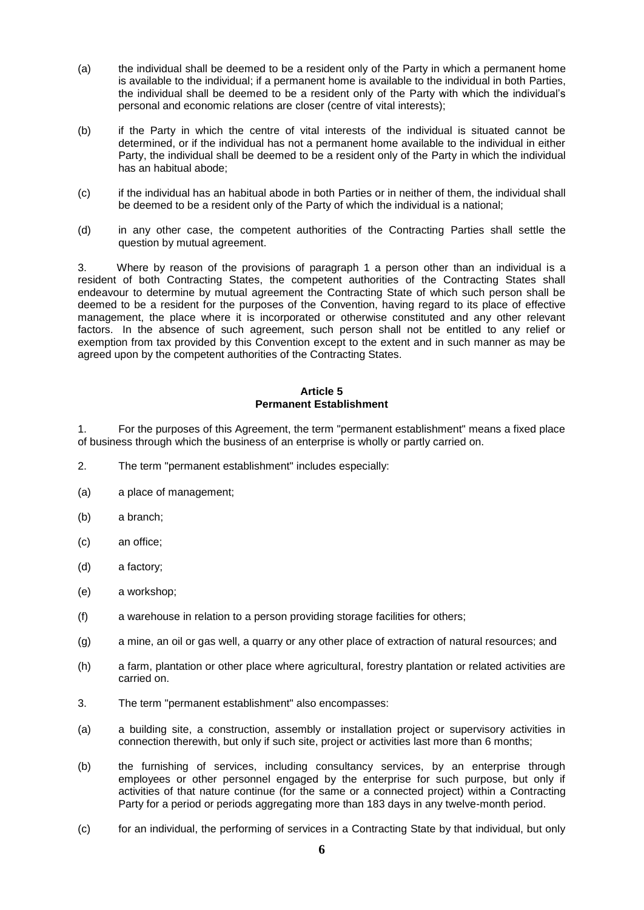(a) the individual shall be deemed to be a resident only of the Party in which a permanent home is available to the individual; if a permanent home is available to the individual in both Parties, the individual shall be deemed to be a resident only of the Party with which the individual's personal and economic relations are closer (centre of vital interests);

(b) if the Party in which the centre of vital interests of the individual is situated cannot be determined, or if the individual has not a permanent home available to the individual in either Party, the individual shall be deemed to be a resident only of the Party in which the individual has an habitual abode;

(c) if the individual has an habitual abode in both Parties or in neither of them, the individual shall be deemed to be a resident only of the Party of which the individual is a national;

(d) in any other case, the competent authorities of the Contracting Parties shall settle the question by mutual agreement.

3. Where by reason of the provisions of paragraph 1 a person other than an individual is a resident of both Contracting States, the competent authorities of the Contracting States shall endeavour to determine by mutual agreement the Contracting State of which such person shall be deemed to be a resident for the purposes of the Convention, having regard to its place of effective management, the place where it is incorporated or otherwise constituted and any other relevant factors. In the absence of such agreement, such person shall not be entitled to any relief or exemption from tax provided by this Convention except to the extent and in such manner as may be agreed upon by the competent authorities of the Contracting States.

**Article 5**
**Permanent Establishment**

1. For the purposes of this Agreement, the term "permanent establishment" means a fixed place of business through which the business of an enterprise is wholly or partly carried on.

2. The term "permanent establishment" includes especially:

(a) a place of management;

(b) a branch;

(c) an office;

(d) a factory;

(e) a workshop;

(f) a warehouse in relation to a person providing storage facilities for others;

(g) a mine, an oil or gas well, a quarry or any other place of extraction of natural resources; and

(h) a farm, plantation or other place where agricultural, forestry plantation or related activities are carried on.

3. The term "permanent establishment" also encompasses:

(a) a building site, a construction, assembly or installation project or supervisory activities in connection therewith, but only if such site, project or activities last more than 6 months;

(b) the furnishing of services, including consultancy services, by an enterprise through employees or other personnel engaged by the enterprise for such purpose, but only if activities of that nature continue (for the same or a connected project) within a Contracting Party for a period or periods aggregating more than 183 days in any twelve-month period.

(c) for an individual, the performing of services in a Contracting State by that individual, but only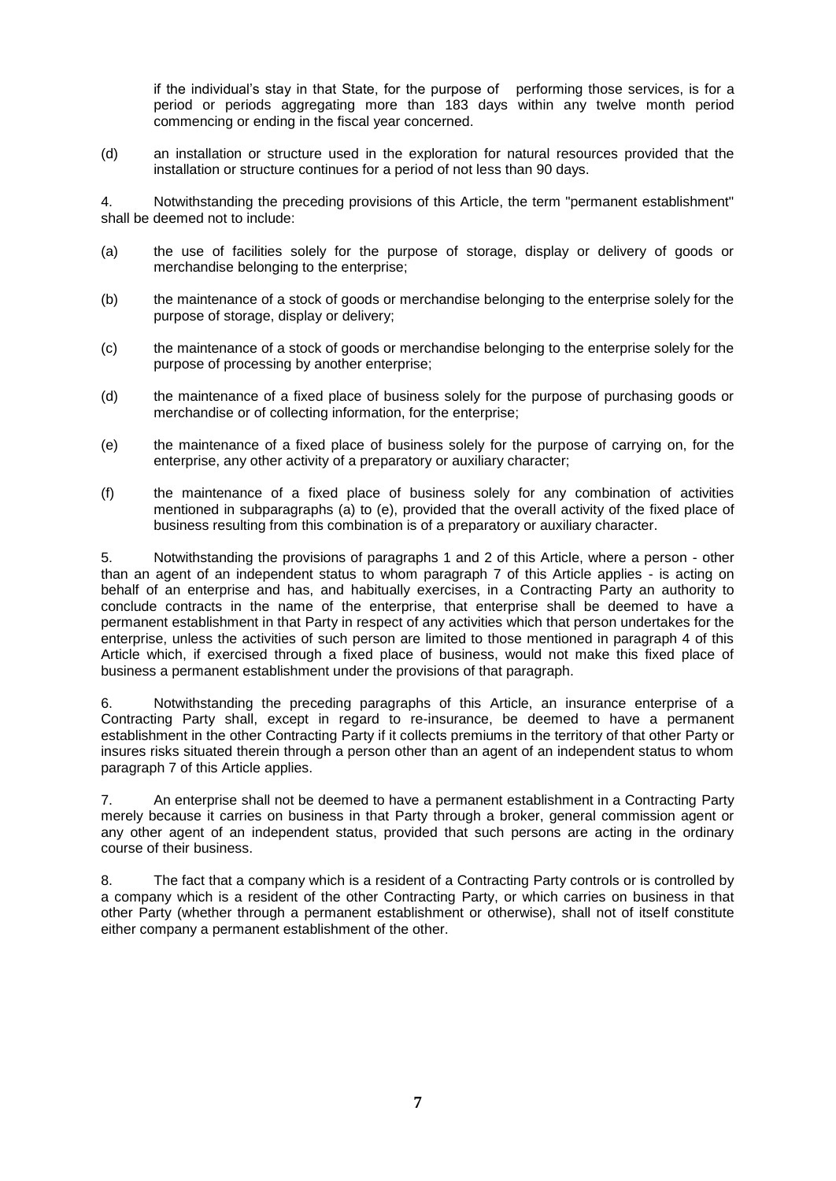if the individual's stay in that State, for the purpose of performing those services, is for a period or periods aggregating more than 183 days within any twelve month period commencing or ending in the fiscal year concerned.

(d) an installation or structure used in the exploration for natural resources provided that the installation or structure continues for a period of not less than 90 days.

4. Notwithstanding the preceding provisions of this Article, the term "permanent establishment" shall be deemed not to include:

(a) the use of facilities solely for the purpose of storage, display or delivery of goods or merchandise belonging to the enterprise;

(b) the maintenance of a stock of goods or merchandise belonging to the enterprise solely for the purpose of storage, display or delivery;

(c) the maintenance of a stock of goods or merchandise belonging to the enterprise solely for the purpose of processing by another enterprise;

(d) the maintenance of a fixed place of business solely for the purpose of purchasing goods or merchandise or of collecting information, for the enterprise;

(e) the maintenance of a fixed place of business solely for the purpose of carrying on, for the enterprise, any other activity of a preparatory or auxiliary character;

(f) the maintenance of a fixed place of business solely for any combination of activities mentioned in subparagraphs (a) to (e), provided that the overall activity of the fixed place of business resulting from this combination is of a preparatory or auxiliary character.

5. Notwithstanding the provisions of paragraphs 1 and 2 of this Article, where a person - other than an agent of an independent status to whom paragraph 7 of this Article applies - is acting on behalf of an enterprise and has, and habitually exercises, in a Contracting Party an authority to conclude contracts in the name of the enterprise, that enterprise shall be deemed to have a permanent establishment in that Party in respect of any activities which that person undertakes for the enterprise, unless the activities of such person are limited to those mentioned in paragraph 4 of this Article which, if exercised through a fixed place of business, would not make this fixed place of business a permanent establishment under the provisions of that paragraph.

6. Notwithstanding the preceding paragraphs of this Article, an insurance enterprise of a Contracting Party shall, except in regard to re-insurance, be deemed to have a permanent establishment in the other Contracting Party if it collects premiums in the territory of that other Party or insures risks situated therein through a person other than an agent of an independent status to whom paragraph 7 of this Article applies.

7. An enterprise shall not be deemed to have a permanent establishment in a Contracting Party merely because it carries on business in that Party through a broker, general commission agent or any other agent of an independent status, provided that such persons are acting in the ordinary course of their business.

8. The fact that a company which is a resident of a Contracting Party controls or is controlled by a company which is a resident of the other Contracting Party, or which carries on business in that other Party (whether through a permanent establishment or otherwise), shall not of itself constitute either company a permanent establishment of the other.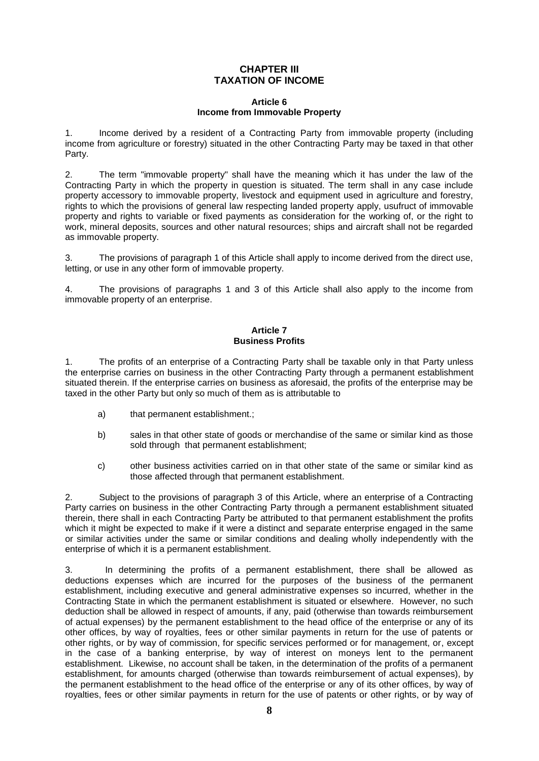## CHAPTER III
## TAXATION OF INCOME

### Article 6
### Income from Immovable Property

1. Income derived by a resident of a Contracting Party from immovable property (including income from agriculture or forestry) situated in the other Contracting Party may be taxed in that other Party.

2. The term "immovable property" shall have the meaning which it has under the law of the Contracting Party in which the property in question is situated. The term shall in any case include property accessory to immovable property, livestock and equipment used in agriculture and forestry, rights to which the provisions of general law respecting landed property apply, usufruct of immovable property and rights to variable or fixed payments as consideration for the working of, or the right to work, mineral deposits, sources and other natural resources; ships and aircraft shall not be regarded as immovable property.

3. The provisions of paragraph 1 of this Article shall apply to income derived from the direct use, letting, or use in any other form of immovable property.

4. The provisions of paragraphs 1 and 3 of this Article shall also apply to the income from immovable property of an enterprise.

### Article 7
### Business Profits

1. The profits of an enterprise of a Contracting Party shall be taxable only in that Party unless the enterprise carries on business in the other Contracting Party through a permanent establishment situated therein. If the enterprise carries on business as aforesaid, the profits of the enterprise may be taxed in the other Party but only so much of them as is attributable to

a) that permanent establishment.;

b) sales in that other state of goods or merchandise of the same or similar kind as those sold through that permanent establishment;

c) other business activities carried on in that other state of the same or similar kind as those affected through that permanent establishment.

2. Subject to the provisions of paragraph 3 of this Article, where an enterprise of a Contracting Party carries on business in the other Contracting Party through a permanent establishment situated therein, there shall in each Contracting Party be attributed to that permanent establishment the profits which it might be expected to make if it were a distinct and separate enterprise engaged in the same or similar activities under the same or similar conditions and dealing wholly independently with the enterprise of which it is a permanent establishment.

3. In determining the profits of a permanent establishment, there shall be allowed as deductions expenses which are incurred for the purposes of the business of the permanent establishment, including executive and general administrative expenses so incurred, whether in the Contracting State in which the permanent establishment is situated or elsewhere. However, no such deduction shall be allowed in respect of amounts, if any, paid (otherwise than towards reimbursement of actual expenses) by the permanent establishment to the head office of the enterprise or any of its other offices, by way of royalties, fees or other similar payments in return for the use of patents or other rights, or by way of commission, for specific services performed or for management, or, except in the case of a banking enterprise, by way of interest on moneys lent to the permanent establishment. Likewise, no account shall be taken, in the determination of the profits of a permanent establishment, for amounts charged (otherwise than towards reimbursement of actual expenses), by the permanent establishment to the head office of the enterprise or any of its other offices, by way of royalties, fees or other similar payments in return for the use of patents or other rights, or by way of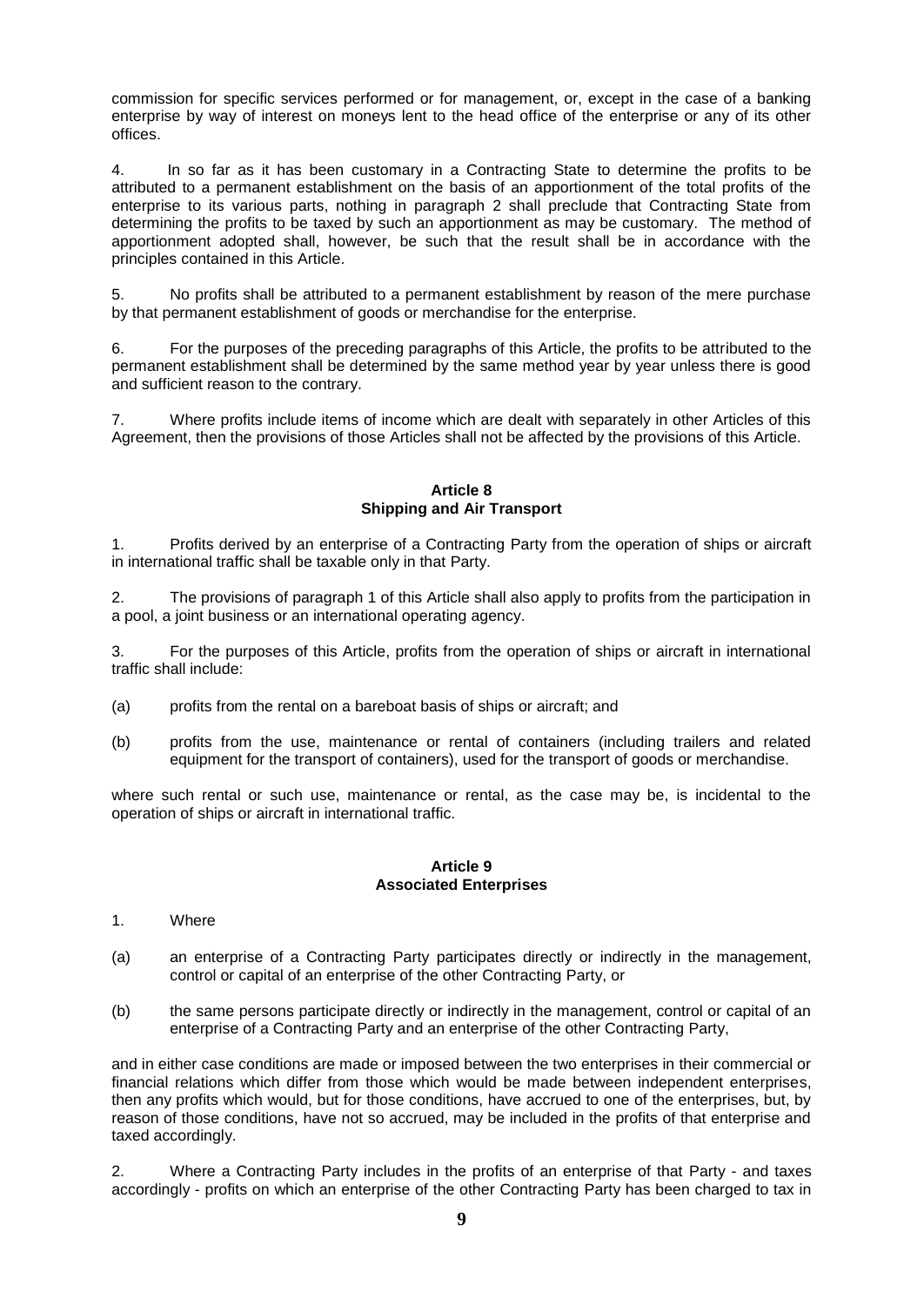commission for specific services performed or for management, or, except in the case of a banking enterprise by way of interest on moneys lent to the head office of the enterprise or any of its other offices.

4. In so far as it has been customary in a Contracting State to determine the profits to be attributed to a permanent establishment on the basis of an apportionment of the total profits of the enterprise to its various parts, nothing in paragraph 2 shall preclude that Contracting State from determining the profits to be taxed by such an apportionment as may be customary. The method of apportionment adopted shall, however, be such that the result shall be in accordance with the principles contained in this Article.

5. No profits shall be attributed to a permanent establishment by reason of the mere purchase by that permanent establishment of goods or merchandise for the enterprise.

6. For the purposes of the preceding paragraphs of this Article, the profits to be attributed to the permanent establishment shall be determined by the same method year by year unless there is good and sufficient reason to the contrary.

7. Where profits include items of income which are dealt with separately in other Articles of this Agreement, then the provisions of those Articles shall not be affected by the provisions of this Article.

**Article 8**
**Shipping and Air Transport**

1. Profits derived by an enterprise of a Contracting Party from the operation of ships or aircraft in international traffic shall be taxable only in that Party.

2. The provisions of paragraph 1 of this Article shall also apply to profits from the participation in a pool, a joint business or an international operating agency.

3. For the purposes of this Article, profits from the operation of ships or aircraft in international traffic shall include:

(a) profits from the rental on a bareboat basis of ships or aircraft; and

(b) profits from the use, maintenance or rental of containers (including trailers and related equipment for the transport of containers), used for the transport of goods or merchandise.

where such rental or such use, maintenance or rental, as the case may be, is incidental to the operation of ships or aircraft in international traffic.

**Article 9**
**Associated Enterprises**

1. Where

(a) an enterprise of a Contracting Party participates directly or indirectly in the management, control or capital of an enterprise of the other Contracting Party, or

(b) the same persons participate directly or indirectly in the management, control or capital of an enterprise of a Contracting Party and an enterprise of the other Contracting Party,

and in either case conditions are made or imposed between the two enterprises in their commercial or financial relations which differ from those which would be made between independent enterprises, then any profits which would, but for those conditions, have accrued to one of the enterprises, but, by reason of those conditions, have not so accrued, may be included in the profits of that enterprise and taxed accordingly.

2. Where a Contracting Party includes in the profits of an enterprise of that Party - and taxes accordingly - profits on which an enterprise of the other Contracting Party has been charged to tax in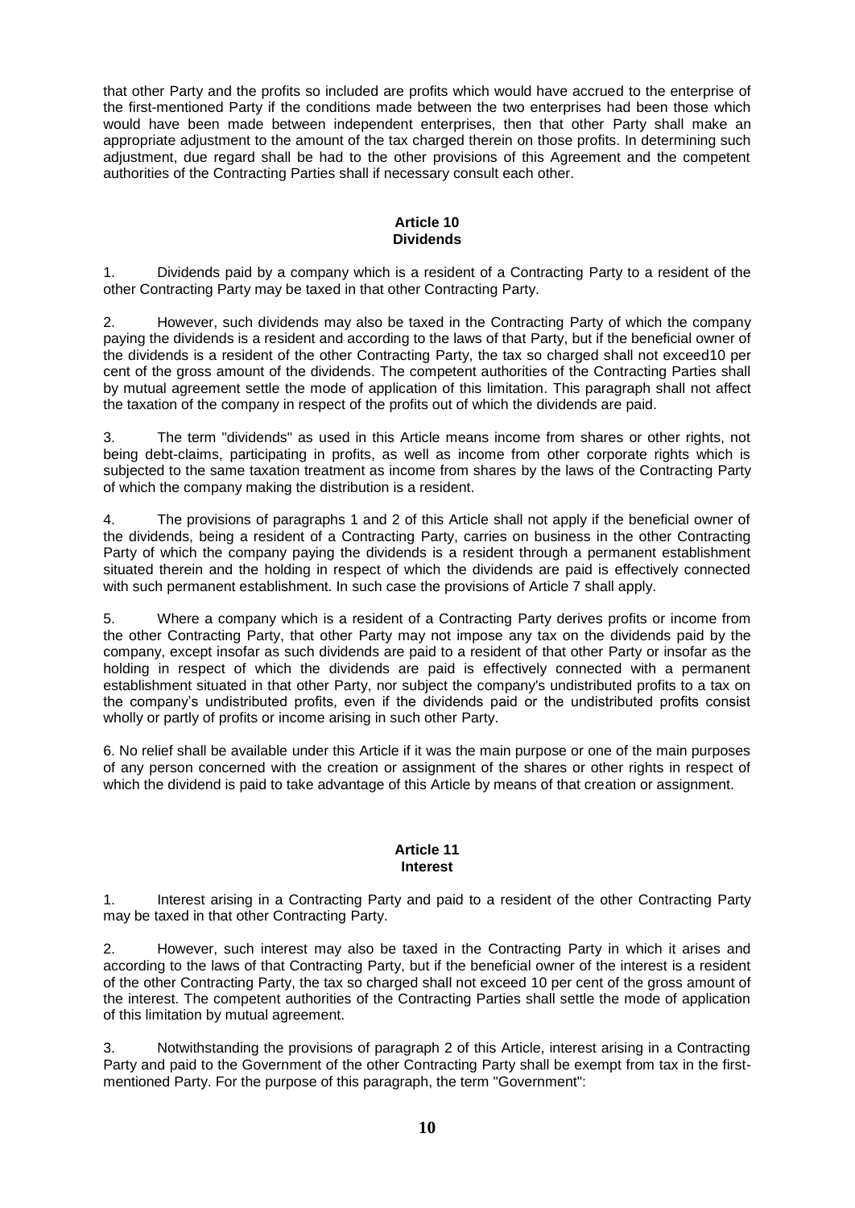that other Party and the profits so included are profits which would have accrued to the enterprise of the first-mentioned Party if the conditions made between the two enterprises had been those which would have been made between independent enterprises, then that other Party shall make an appropriate adjustment to the amount of the tax charged therein on those profits. In determining such adjustment, due regard shall be had to the other provisions of this Agreement and the competent authorities of the Contracting Parties shall if necessary consult each other.

## Article 10
## Dividends

1. Dividends paid by a company which is a resident of a Contracting Party to a resident of the other Contracting Party may be taxed in that other Contracting Party.

2. However, such dividends may also be taxed in the Contracting Party of which the company paying the dividends is a resident and according to the laws of that Party, but if the beneficial owner of the dividends is a resident of the other Contracting Party, the tax so charged shall not exceed10 per cent of the gross amount of the dividends. The competent authorities of the Contracting Parties shall by mutual agreement settle the mode of application of this limitation. This paragraph shall not affect the taxation of the company in respect of the profits out of which the dividends are paid.

3. The term "dividends" as used in this Article means income from shares or other rights, not being debt-claims, participating in profits, as well as income from other corporate rights which is subjected to the same taxation treatment as income from shares by the laws of the Contracting Party of which the company making the distribution is a resident.

4. The provisions of paragraphs 1 and 2 of this Article shall not apply if the beneficial owner of the dividends, being a resident of a Contracting Party, carries on business in the other Contracting Party of which the company paying the dividends is a resident through a permanent establishment situated therein and the holding in respect of which the dividends are paid is effectively connected with such permanent establishment. In such case the provisions of Article 7 shall apply.

5. Where a company which is a resident of a Contracting Party derives profits or income from the other Contracting Party, that other Party may not impose any tax on the dividends paid by the company, except insofar as such dividends are paid to a resident of that other Party or insofar as the holding in respect of which the dividends are paid is effectively connected with a permanent establishment situated in that other Party, nor subject the company's undistributed profits to a tax on the company's undistributed profits, even if the dividends paid or the undistributed profits consist wholly or partly of profits or income arising in such other Party.

6. No relief shall be available under this Article if it was the main purpose or one of the main purposes of any person concerned with the creation or assignment of the shares or other rights in respect of which the dividend is paid to take advantage of this Article by means of that creation or assignment.

## Article 11
## Interest

1. Interest arising in a Contracting Party and paid to a resident of the other Contracting Party may be taxed in that other Contracting Party.

2. However, such interest may also be taxed in the Contracting Party in which it arises and according to the laws of that Contracting Party, but if the beneficial owner of the interest is a resident of the other Contracting Party, the tax so charged shall not exceed 10 per cent of the gross amount of the interest. The competent authorities of the Contracting Parties shall settle the mode of application of this limitation by mutual agreement.

3. Notwithstanding the provisions of paragraph 2 of this Article, interest arising in a Contracting Party and paid to the Government of the other Contracting Party shall be exempt from tax in the first-mentioned Party. For the purpose of this paragraph, the term "Government":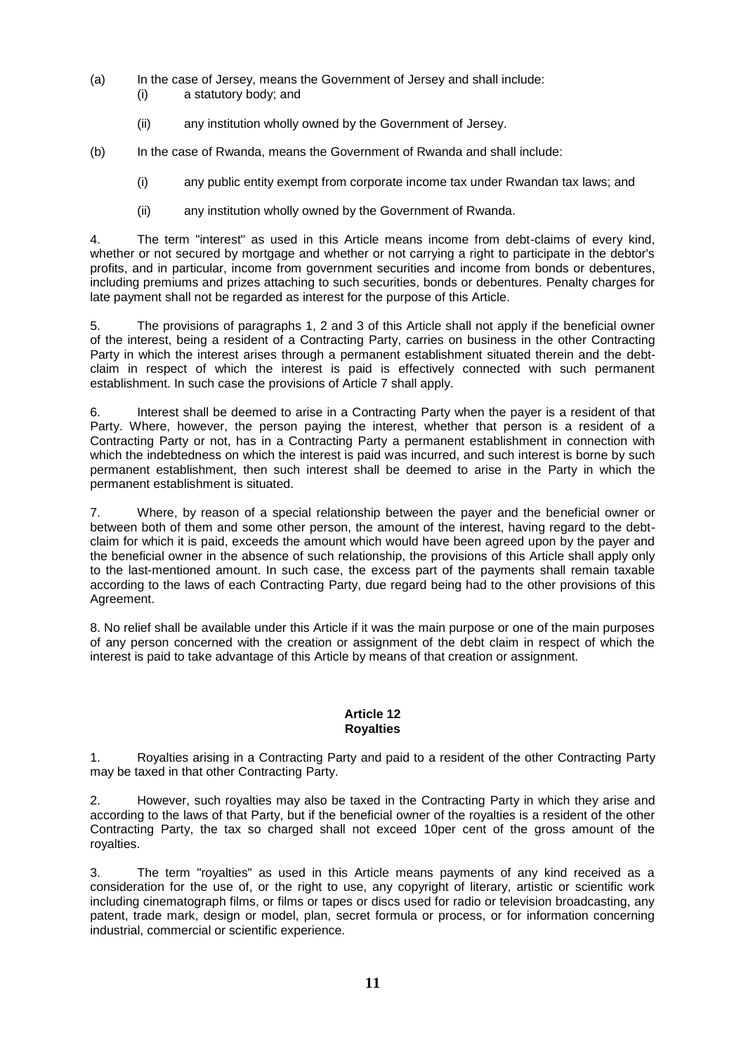(a) In the case of Jersey, means the Government of Jersey and shall include:

   (i) a statutory body; and

   (ii) any institution wholly owned by the Government of Jersey.

(b) In the case of Rwanda, means the Government of Rwanda and shall include:

   (i) any public entity exempt from corporate income tax under Rwandan tax laws; and

   (ii) any institution wholly owned by the Government of Rwanda.

4. The term "interest" as used in this Article means income from debt-claims of every kind, whether or not secured by mortgage and whether or not carrying a right to participate in the debtor's profits, and in particular, income from government securities and income from bonds or debentures, including premiums and prizes attaching to such securities, bonds or debentures. Penalty charges for late payment shall not be regarded as interest for the purpose of this Article.

5. The provisions of paragraphs 1, 2 and 3 of this Article shall not apply if the beneficial owner of the interest, being a resident of a Contracting Party, carries on business in the other Contracting Party in which the interest arises through a permanent establishment situated therein and the debt-claim in respect of which the interest is paid is effectively connected with such permanent establishment. In such case the provisions of Article 7 shall apply.

6. Interest shall be deemed to arise in a Contracting Party when the payer is a resident of that Party. Where, however, the person paying the interest, whether that person is a resident of a Contracting Party or not, has in a Contracting Party a permanent establishment in connection with which the indebtedness on which the interest is paid was incurred, and such interest is borne by such permanent establishment, then such interest shall be deemed to arise in the Party in which the permanent establishment is situated.

7. Where, by reason of a special relationship between the payer and the beneficial owner or between both of them and some other person, the amount of the interest, having regard to the debt-claim for which it is paid, exceeds the amount which would have been agreed upon by the payer and the beneficial owner in the absence of such relationship, the provisions of this Article shall apply only to the last-mentioned amount. In such case, the excess part of the payments shall remain taxable according to the laws of each Contracting Party, due regard being had to the other provisions of this Agreement.

8. No relief shall be available under this Article if it was the main purpose or one of the main purposes of any person concerned with the creation or assignment of the debt claim in respect of which the interest is paid to take advantage of this Article by means of that creation or assignment.

## Article 12
## Royalties

1. Royalties arising in a Contracting Party and paid to a resident of the other Contracting Party may be taxed in that other Contracting Party.

2. However, such royalties may also be taxed in the Contracting Party in which they arise and according to the laws of that Party, but if the beneficial owner of the royalties is a resident of the other Contracting Party, the tax so charged shall not exceed 10per cent of the gross amount of the royalties.

3. The term "royalties" as used in this Article means payments of any kind received as a consideration for the use of, or the right to use, any copyright of literary, artistic or scientific work including cinematograph films, or films or tapes or discs used for radio or television broadcasting, any patent, trade mark, design or model, plan, secret formula or process, or for information concerning industrial, commercial or scientific experience.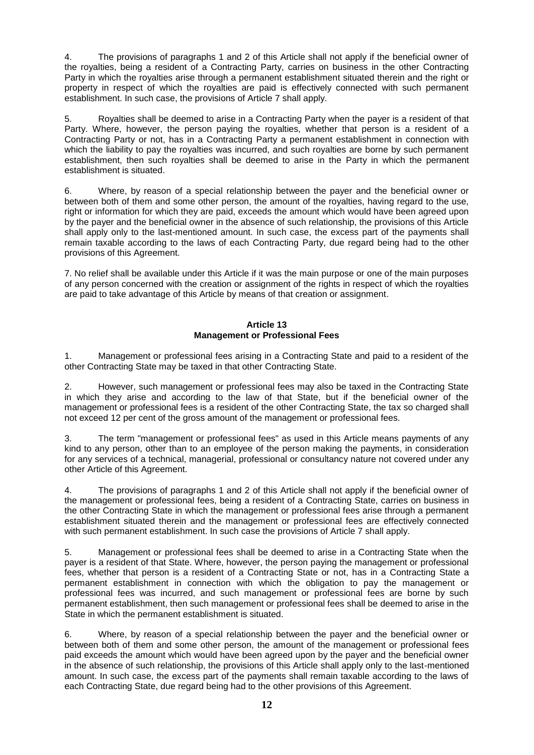4. The provisions of paragraphs 1 and 2 of this Article shall not apply if the beneficial owner of the royalties, being a resident of a Contracting Party, carries on business in the other Contracting Party in which the royalties arise through a permanent establishment situated therein and the right or property in respect of which the royalties are paid is effectively connected with such permanent establishment. In such case, the provisions of Article 7 shall apply.

5. Royalties shall be deemed to arise in a Contracting Party when the payer is a resident of that Party. Where, however, the person paying the royalties, whether that person is a resident of a Contracting Party or not, has in a Contracting Party a permanent establishment in connection with which the liability to pay the royalties was incurred, and such royalties are borne by such permanent establishment, then such royalties shall be deemed to arise in the Party in which the permanent establishment is situated.

6. Where, by reason of a special relationship between the payer and the beneficial owner or between both of them and some other person, the amount of the royalties, having regard to the use, right or information for which they are paid, exceeds the amount which would have been agreed upon by the payer and the beneficial owner in the absence of such relationship, the provisions of this Article shall apply only to the last-mentioned amount. In such case, the excess part of the payments shall remain taxable according to the laws of each Contracting Party, due regard being had to the other provisions of this Agreement.

7. No relief shall be available under this Article if it was the main purpose or one of the main purposes of any person concerned with the creation or assignment of the rights in respect of which the royalties are paid to take advantage of this Article by means of that creation or assignment.

## Article 13
## Management or Professional Fees

1. Management or professional fees arising in a Contracting State and paid to a resident of the other Contracting State may be taxed in that other Contracting State.

2. However, such management or professional fees may also be taxed in the Contracting State in which they arise and according to the law of that State, but if the beneficial owner of the management or professional fees is a resident of the other Contracting State, the tax so charged shall not exceed 12 per cent of the gross amount of the management or professional fees.

3. The term "management or professional fees" as used in this Article means payments of any kind to any person, other than to an employee of the person making the payments, in consideration for any services of a technical, managerial, professional or consultancy nature not covered under any other Article of this Agreement.

4. The provisions of paragraphs 1 and 2 of this Article shall not apply if the beneficial owner of the management or professional fees, being a resident of a Contracting State, carries on business in the other Contracting State in which the management or professional fees arise through a permanent establishment situated therein and the management or professional fees are effectively connected with such permanent establishment. In such case the provisions of Article 7 shall apply.

5. Management or professional fees shall be deemed to arise in a Contracting State when the payer is a resident of that State. Where, however, the person paying the management or professional fees, whether that person is a resident of a Contracting State or not, has in a Contracting State a permanent establishment in connection with which the obligation to pay the management or professional fees was incurred, and such management or professional fees are borne by such permanent establishment, then such management or professional fees shall be deemed to arise in the State in which the permanent establishment is situated.

6. Where, by reason of a special relationship between the payer and the beneficial owner or between both of them and some other person, the amount of the management or professional fees paid exceeds the amount which would have been agreed upon by the payer and the beneficial owner in the absence of such relationship, the provisions of this Article shall apply only to the last-mentioned amount. In such case, the excess part of the payments shall remain taxable according to the laws of each Contracting State, due regard being had to the other provisions of this Agreement.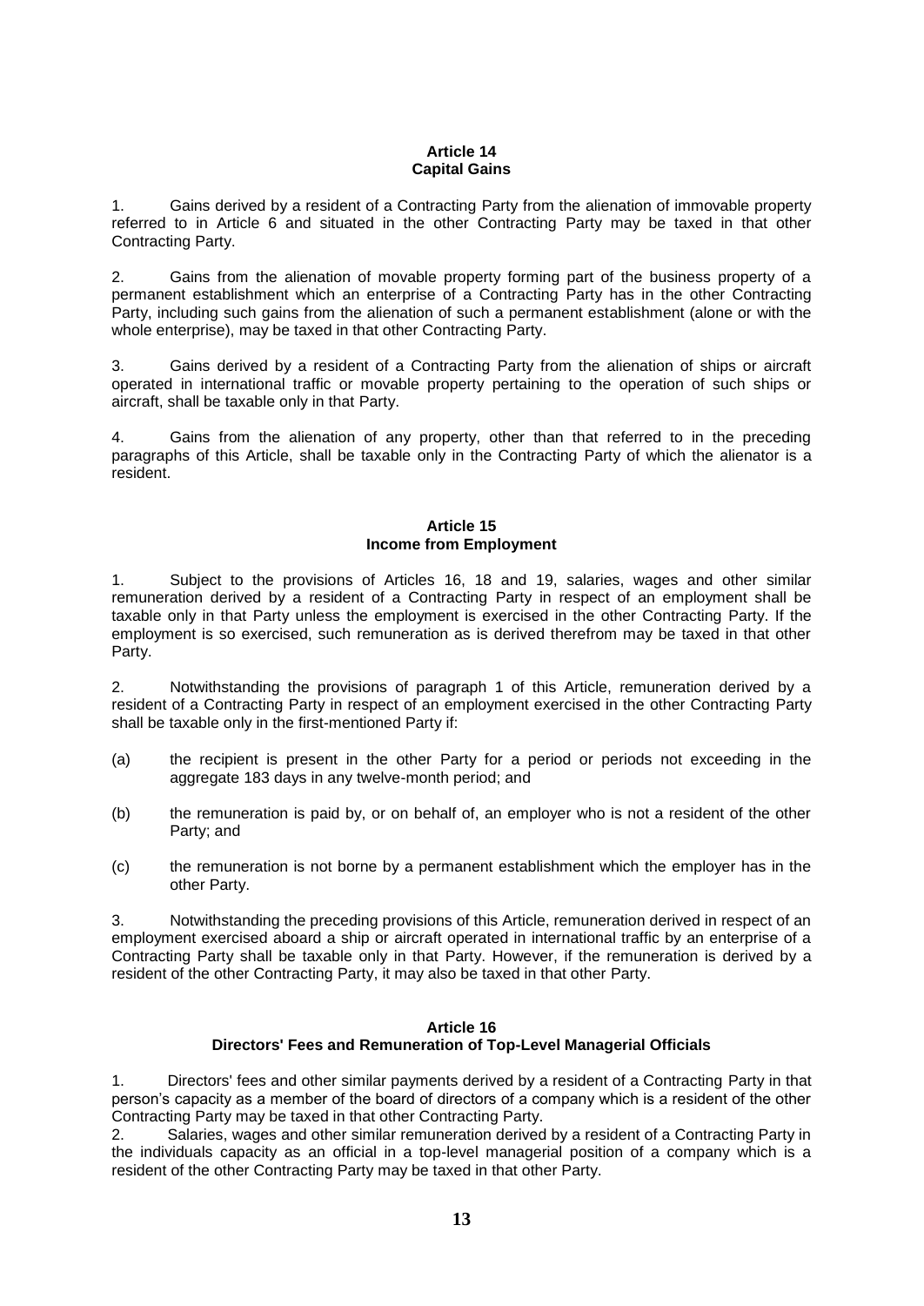## Article 14
## Capital Gains

1. Gains derived by a resident of a Contracting Party from the alienation of immovable property referred to in Article 6 and situated in the other Contracting Party may be taxed in that other Contracting Party.

2. Gains from the alienation of movable property forming part of the business property of a permanent establishment which an enterprise of a Contracting Party has in the other Contracting Party, including such gains from the alienation of such a permanent establishment (alone or with the whole enterprise), may be taxed in that other Contracting Party.

3. Gains derived by a resident of a Contracting Party from the alienation of ships or aircraft operated in international traffic or movable property pertaining to the operation of such ships or aircraft, shall be taxable only in that Party.

4. Gains from the alienation of any property, other than that referred to in the preceding paragraphs of this Article, shall be taxable only in the Contracting Party of which the alienator is a resident.

## Article 15
## Income from Employment

1. Subject to the provisions of Articles 16, 18 and 19, salaries, wages and other similar remuneration derived by a resident of a Contracting Party in respect of an employment shall be taxable only in that Party unless the employment is exercised in the other Contracting Party. If the employment is so exercised, such remuneration as is derived therefrom may be taxed in that other Party.

2. Notwithstanding the provisions of paragraph 1 of this Article, remuneration derived by a resident of a Contracting Party in respect of an employment exercised in the other Contracting Party shall be taxable only in the first-mentioned Party if:

(a) the recipient is present in the other Party for a period or periods not exceeding in the aggregate 183 days in any twelve-month period; and

(b) the remuneration is paid by, or on behalf of, an employer who is not a resident of the other Party; and

(c) the remuneration is not borne by a permanent establishment which the employer has in the other Party.

3. Notwithstanding the preceding provisions of this Article, remuneration derived in respect of an employment exercised aboard a ship or aircraft operated in international traffic by an enterprise of a Contracting Party shall be taxable only in that Party. However, if the remuneration is derived by a resident of the other Contracting Party, it may also be taxed in that other Party.

## Article 16
## Directors' Fees and Remuneration of Top-Level Managerial Officials

1. Directors' fees and other similar payments derived by a resident of a Contracting Party in that person's capacity as a member of the board of directors of a company which is a resident of the other Contracting Party may be taxed in that other Contracting Party.

2. Salaries, wages and other similar remuneration derived by a resident of a Contracting Party in the individuals capacity as an official in a top-level managerial position of a company which is a resident of the other Contracting Party may be taxed in that other Party.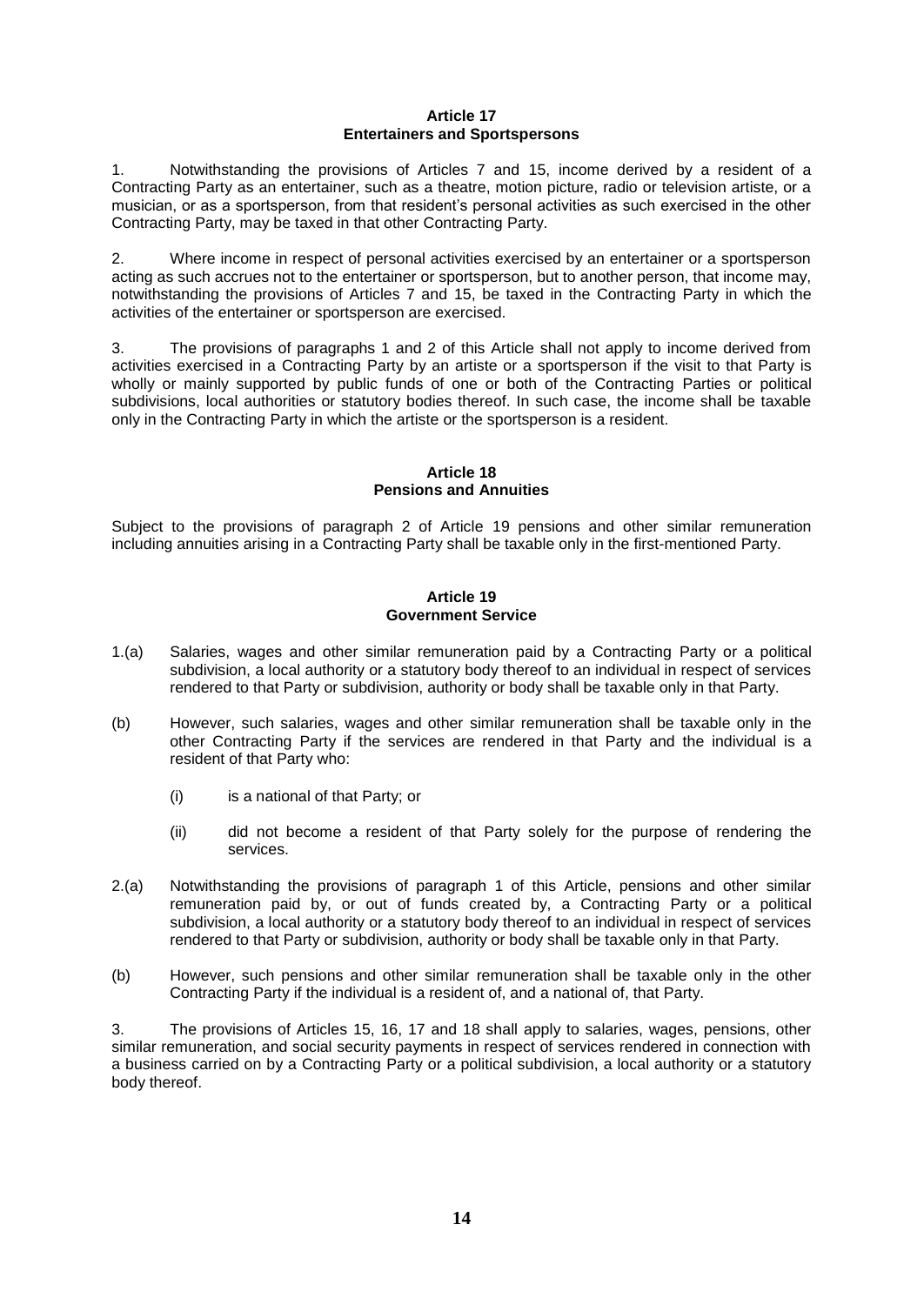### Article 17
### Entertainers and Sportspersons

1. Notwithstanding the provisions of Articles 7 and 15, income derived by a resident of a Contracting Party as an entertainer, such as a theatre, motion picture, radio or television artiste, or a musician, or as a sportsperson, from that resident's personal activities as such exercised in the other Contracting Party, may be taxed in that other Contracting Party.

2. Where income in respect of personal activities exercised by an entertainer or a sportsperson acting as such accrues not to the entertainer or sportsperson, but to another person, that income may, notwithstanding the provisions of Articles 7 and 15, be taxed in the Contracting Party in which the activities of the entertainer or sportsperson are exercised.

3. The provisions of paragraphs 1 and 2 of this Article shall not apply to income derived from activities exercised in a Contracting Party by an artiste or a sportsperson if the visit to that Party is wholly or mainly supported by public funds of one or both of the Contracting Parties or political subdivisions, local authorities or statutory bodies thereof. In such case, the income shall be taxable only in the Contracting Party in which the artiste or the sportsperson is a resident.

### Article 18
### Pensions and Annuities

Subject to the provisions of paragraph 2 of Article 19 pensions and other similar remuneration including annuities arising in a Contracting Party shall be taxable only in the first-mentioned Party.

### Article 19
### Government Service

1.(a) Salaries, wages and other similar remuneration paid by a Contracting Party or a political subdivision, a local authority or a statutory body thereof to an individual in respect of services rendered to that Party or subdivision, authority or body shall be taxable only in that Party.

(b) However, such salaries, wages and other similar remuneration shall be taxable only in the other Contracting Party if the services are rendered in that Party and the individual is a resident of that Party who:

 (i) is a national of that Party; or

 (ii) did not become a resident of that Party solely for the purpose of rendering the services.

2.(a) Notwithstanding the provisions of paragraph 1 of this Article, pensions and other similar remuneration paid by, or out of funds created by, a Contracting Party or a political subdivision, a local authority or a statutory body thereof to an individual in respect of services rendered to that Party or subdivision, authority or body shall be taxable only in that Party.

(b) However, such pensions and other similar remuneration shall be taxable only in the other Contracting Party if the individual is a resident of, and a national of, that Party.

3. The provisions of Articles 15, 16, 17 and 18 shall apply to salaries, wages, pensions, other similar remuneration, and social security payments in respect of services rendered in connection with a business carried on by a Contracting Party or a political subdivision, a local authority or a statutory body thereof.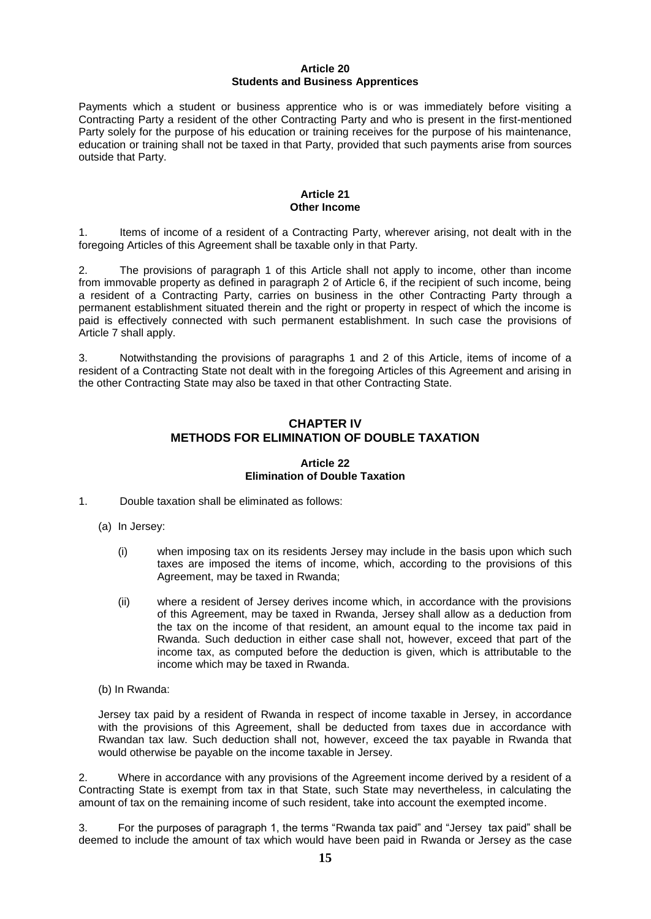**Article 20**
**Students and Business Apprentices**

Payments which a student or business apprentice who is or was immediately before visiting a Contracting Party a resident of the other Contracting Party and who is present in the first-mentioned Party solely for the purpose of his education or training receives for the purpose of his maintenance, education or training shall not be taxed in that Party, provided that such payments arise from sources outside that Party.

**Article 21**
**Other Income**

1. Items of income of a resident of a Contracting Party, wherever arising, not dealt with in the foregoing Articles of this Agreement shall be taxable only in that Party.

2. The provisions of paragraph 1 of this Article shall not apply to income, other than income from immovable property as defined in paragraph 2 of Article 6, if the recipient of such income, being a resident of a Contracting Party, carries on business in the other Contracting Party through a permanent establishment situated therein and the right or property in respect of which the income is paid is effectively connected with such permanent establishment. In such case the provisions of Article 7 shall apply.

3. Notwithstanding the provisions of paragraphs 1 and 2 of this Article, items of income of a resident of a Contracting State not dealt with in the foregoing Articles of this Agreement and arising in the other Contracting State may also be taxed in that other Contracting State.

## CHAPTER IV
## METHODS FOR ELIMINATION OF DOUBLE TAXATION

**Article 22**
**Elimination of Double Taxation**

1. Double taxation shall be eliminated as follows:

(a) In Jersey:

(i) when imposing tax on its residents Jersey may include in the basis upon which such taxes are imposed the items of income, which, according to the provisions of this Agreement, may be taxed in Rwanda;

(ii) where a resident of Jersey derives income which, in accordance with the provisions of this Agreement, may be taxed in Rwanda, Jersey shall allow as a deduction from the tax on the income of that resident, an amount equal to the income tax paid in Rwanda. Such deduction in either case shall not, however, exceed that part of the income tax, as computed before the deduction is given, which is attributable to the income which may be taxed in Rwanda.

(b) In Rwanda:

Jersey tax paid by a resident of Rwanda in respect of income taxable in Jersey, in accordance with the provisions of this Agreement, shall be deducted from taxes due in accordance with Rwandan tax law. Such deduction shall not, however, exceed the tax payable in Rwanda that would otherwise be payable on the income taxable in Jersey.

2. Where in accordance with any provisions of the Agreement income derived by a resident of a Contracting State is exempt from tax in that State, such State may nevertheless, in calculating the amount of tax on the remaining income of such resident, take into account the exempted income.

3. For the purposes of paragraph 1, the terms "Rwanda tax paid" and "Jersey tax paid" shall be deemed to include the amount of tax which would have been paid in Rwanda or Jersey as the case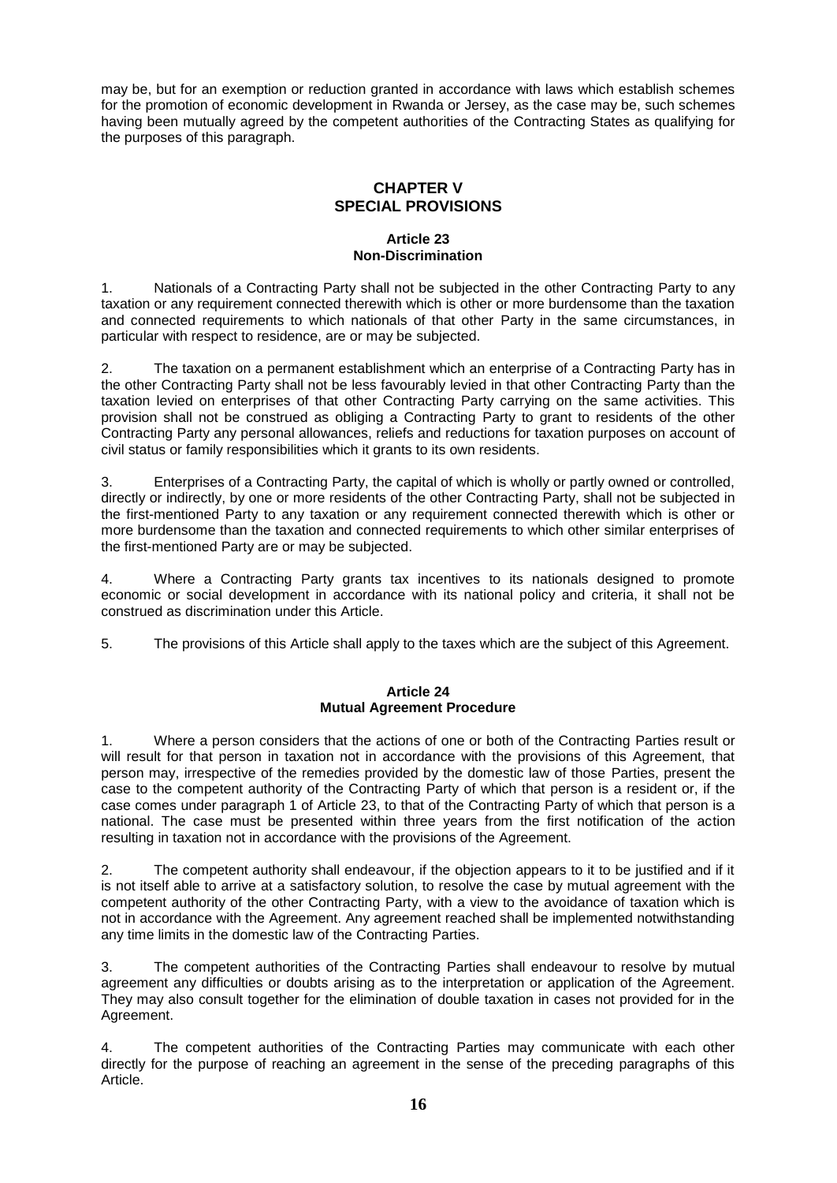may be, but for an exemption or reduction granted in accordance with laws which establish schemes for the promotion of economic development in Rwanda or Jersey, as the case may be, such schemes having been mutually agreed by the competent authorities of the Contracting States as qualifying for the purposes of this paragraph.

## CHAPTER V
## SPECIAL PROVISIONS

### Article 23
### Non-Discrimination

1. Nationals of a Contracting Party shall not be subjected in the other Contracting Party to any taxation or any requirement connected therewith which is other or more burdensome than the taxation and connected requirements to which nationals of that other Party in the same circumstances, in particular with respect to residence, are or may be subjected.

2. The taxation on a permanent establishment which an enterprise of a Contracting Party has in the other Contracting Party shall not be less favourably levied in that other Contracting Party than the taxation levied on enterprises of that other Contracting Party carrying on the same activities. This provision shall not be construed as obliging a Contracting Party to grant to residents of the other Contracting Party any personal allowances, reliefs and reductions for taxation purposes on account of civil status or family responsibilities which it grants to its own residents.

3. Enterprises of a Contracting Party, the capital of which is wholly or partly owned or controlled, directly or indirectly, by one or more residents of the other Contracting Party, shall not be subjected in the first-mentioned Party to any taxation or any requirement connected therewith which is other or more burdensome than the taxation and connected requirements to which other similar enterprises of the first-mentioned Party are or may be subjected.

4. Where a Contracting Party grants tax incentives to its nationals designed to promote economic or social development in accordance with its national policy and criteria, it shall not be construed as discrimination under this Article.

5. The provisions of this Article shall apply to the taxes which are the subject of this Agreement.

### Article 24
### Mutual Agreement Procedure

1. Where a person considers that the actions of one or both of the Contracting Parties result or will result for that person in taxation not in accordance with the provisions of this Agreement, that person may, irrespective of the remedies provided by the domestic law of those Parties, present the case to the competent authority of the Contracting Party of which that person is a resident or, if the case comes under paragraph 1 of Article 23, to that of the Contracting Party of which that person is a national. The case must be presented within three years from the first notification of the action resulting in taxation not in accordance with the provisions of the Agreement.

2. The competent authority shall endeavour, if the objection appears to it to be justified and if it is not itself able to arrive at a satisfactory solution, to resolve the case by mutual agreement with the competent authority of the other Contracting Party, with a view to the avoidance of taxation which is not in accordance with the Agreement. Any agreement reached shall be implemented notwithstanding any time limits in the domestic law of the Contracting Parties.

3. The competent authorities of the Contracting Parties shall endeavour to resolve by mutual agreement any difficulties or doubts arising as to the interpretation or application of the Agreement. They may also consult together for the elimination of double taxation in cases not provided for in the Agreement.

4. The competent authorities of the Contracting Parties may communicate with each other directly for the purpose of reaching an agreement in the sense of the preceding paragraphs of this Article.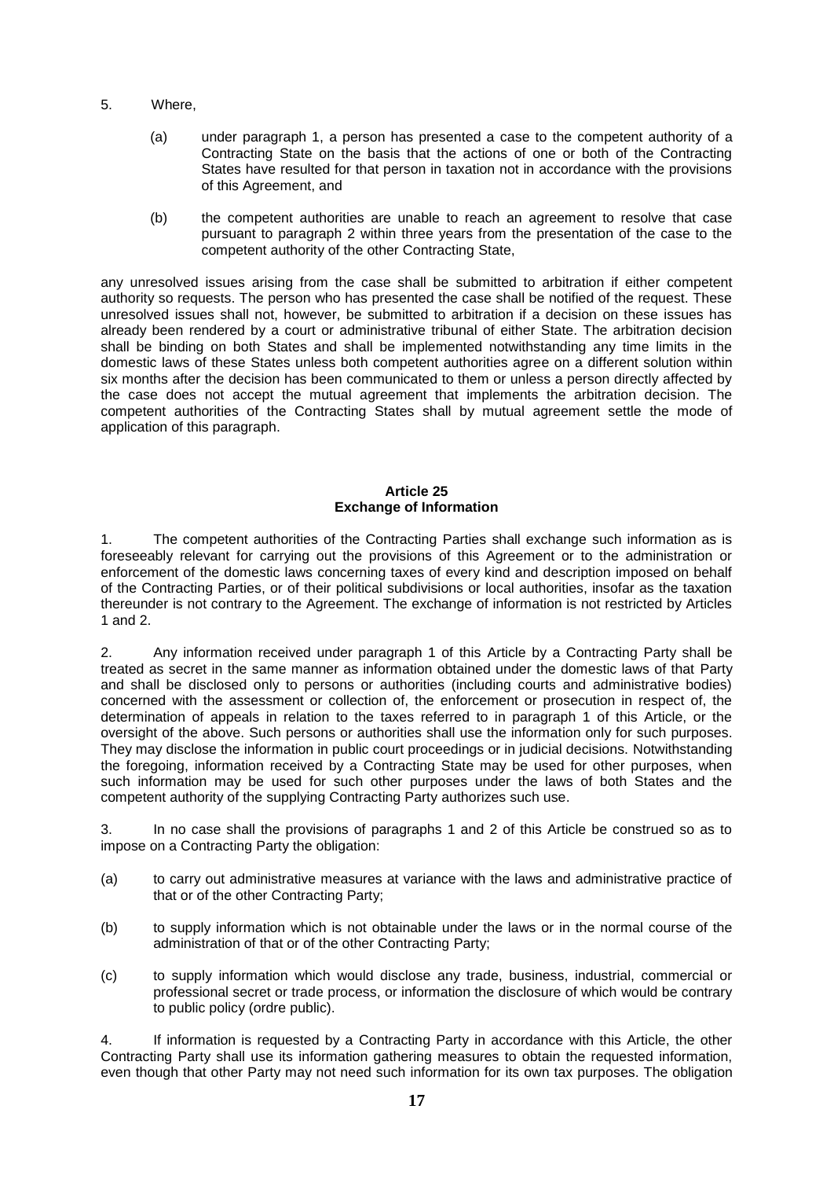5. Where,

   (a) under paragraph 1, a person has presented a case to the competent authority of a Contracting State on the basis that the actions of one or both of the Contracting States have resulted for that person in taxation not in accordance with the provisions of this Agreement, and

   (b) the competent authorities are unable to reach an agreement to resolve that case pursuant to paragraph 2 within three years from the presentation of the case to the competent authority of the other Contracting State,

any unresolved issues arising from the case shall be submitted to arbitration if either competent authority so requests. The person who has presented the case shall be notified of the request. These unresolved issues shall not, however, be submitted to arbitration if a decision on these issues has already been rendered by a court or administrative tribunal of either State. The arbitration decision shall be binding on both States and shall be implemented notwithstanding any time limits in the domestic laws of these States unless both competent authorities agree on a different solution within six months after the decision has been communicated to them or unless a person directly affected by the case does not accept the mutual agreement that implements the arbitration decision. The competent authorities of the Contracting States shall by mutual agreement settle the mode of application of this paragraph.

## Article 25
## Exchange of Information

1. The competent authorities of the Contracting Parties shall exchange such information as is foreseeably relevant for carrying out the provisions of this Agreement or to the administration or enforcement of the domestic laws concerning taxes of every kind and description imposed on behalf of the Contracting Parties, or of their political subdivisions or local authorities, insofar as the taxation thereunder is not contrary to the Agreement. The exchange of information is not restricted by Articles 1 and 2.

2. Any information received under paragraph 1 of this Article by a Contracting Party shall be treated as secret in the same manner as information obtained under the domestic laws of that Party and shall be disclosed only to persons or authorities (including courts and administrative bodies) concerned with the assessment or collection of, the enforcement or prosecution in respect of, the determination of appeals in relation to the taxes referred to in paragraph 1 of this Article, or the oversight of the above. Such persons or authorities shall use the information only for such purposes. They may disclose the information in public court proceedings or in judicial decisions. Notwithstanding the foregoing, information received by a Contracting State may be used for other purposes, when such information may be used for such other purposes under the laws of both States and the competent authority of the supplying Contracting Party authorizes such use.

3. In no case shall the provisions of paragraphs 1 and 2 of this Article be construed so as to impose on a Contracting Party the obligation:

(a) to carry out administrative measures at variance with the laws and administrative practice of that or of the other Contracting Party;

(b) to supply information which is not obtainable under the laws or in the normal course of the administration of that or of the other Contracting Party;

(c) to supply information which would disclose any trade, business, industrial, commercial or professional secret or trade process, or information the disclosure of which would be contrary to public policy (ordre public).

4. If information is requested by a Contracting Party in accordance with this Article, the other Contracting Party shall use its information gathering measures to obtain the requested information, even though that other Party may not need such information for its own tax purposes. The obligation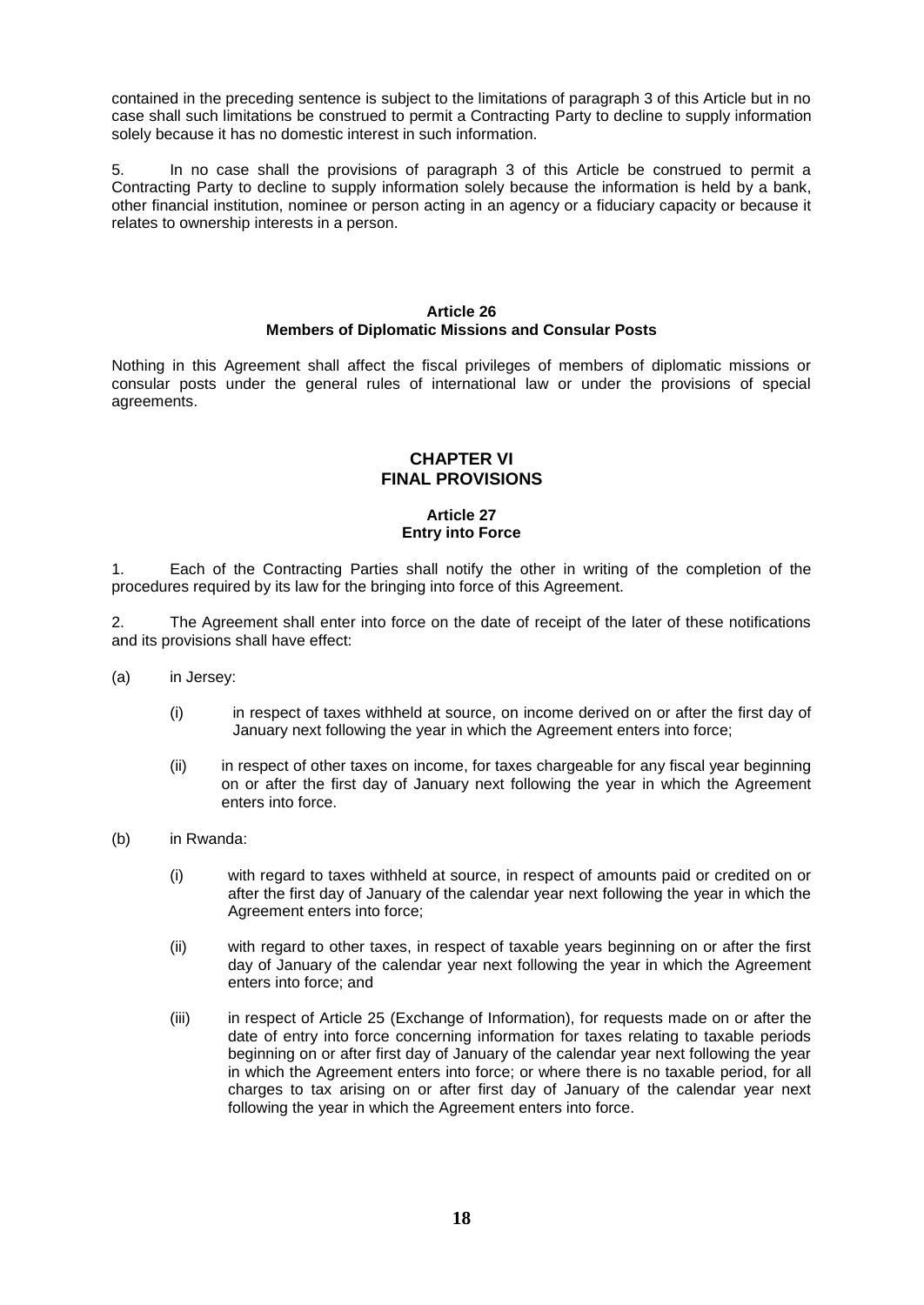contained in the preceding sentence is subject to the limitations of paragraph 3 of this Article but in no case shall such limitations be construed to permit a Contracting Party to decline to supply information solely because it has no domestic interest in such information.

5. In no case shall the provisions of paragraph 3 of this Article be construed to permit a Contracting Party to decline to supply information solely because the information is held by a bank, other financial institution, nominee or person acting in an agency or a fiduciary capacity or because it relates to ownership interests in a person.

**Article 26**
**Members of Diplomatic Missions and Consular Posts**

Nothing in this Agreement shall affect the fiscal privileges of members of diplomatic missions or consular posts under the general rules of international law or under the provisions of special agreements.

## CHAPTER VI
## FINAL PROVISIONS

**Article 27**
**Entry into Force**

1. Each of the Contracting Parties shall notify the other in writing of the completion of the procedures required by its law for the bringing into force of this Agreement.

2. The Agreement shall enter into force on the date of receipt of the later of these notifications and its provisions shall have effect:

(a) in Jersey:

(i) in respect of taxes withheld at source, on income derived on or after the first day of January next following the year in which the Agreement enters into force;

(ii) in respect of other taxes on income, for taxes chargeable for any fiscal year beginning on or after the first day of January next following the year in which the Agreement enters into force.

(b) in Rwanda:

(i) with regard to taxes withheld at source, in respect of amounts paid or credited on or after the first day of January of the calendar year next following the year in which the Agreement enters into force;

(ii) with regard to other taxes, in respect of taxable years beginning on or after the first day of January of the calendar year next following the year in which the Agreement enters into force; and

(iii) in respect of Article 25 (Exchange of Information), for requests made on or after the date of entry into force concerning information for taxes relating to taxable periods beginning on or after first day of January of the calendar year next following the year in which the Agreement enters into force; or where there is no taxable period, for all charges to tax arising on or after first day of January of the calendar year next following the year in which the Agreement enters into force.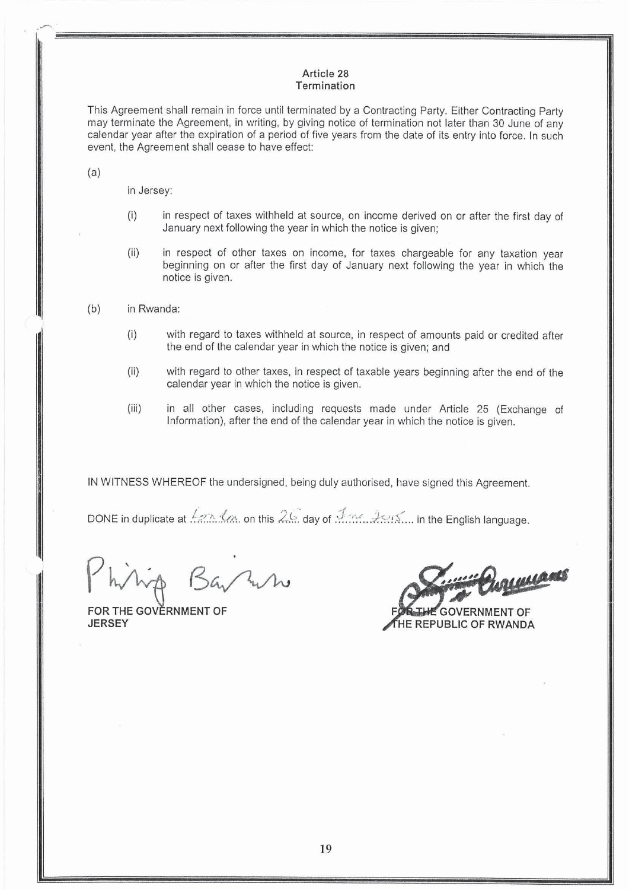### Article 28
### Termination

This Agreement shall remain in force until terminated by a Contracting Party. Either Contracting Party may terminate the Agreement, in writing, by giving notice of termination not later than 30 June of any calendar year after the expiration of a period of five years from the date of its entry into force. In such event, the Agreement shall cease to have effect:

(a) in Jersey:

(i) in respect of taxes withheld at source, on income derived on or after the first day of January next following the year in which the notice is given;

(ii) in respect of other taxes on income, for taxes chargeable for any taxation year beginning on or after the first day of January next following the year in which the notice is given.

(b) in Rwanda:

(i) with regard to taxes withheld at source, in respect of amounts paid or credited after the end of the calendar year in which the notice is given; and

(ii) with regard to other taxes, in respect of taxable years beginning after the end of the calendar year in which the notice is given.

(iii) in all other cases, including requests made under Article 25 (Exchange of Information), after the end of the calendar year in which the notice is given.

IN WITNESS WHEREOF the undersigned, being duly authorised, have signed this Agreement.

DONE in duplicate at London on this 26 day of June 2015 in the English language.

Philip Bailhache

FOR THE GOVERNMENT OF JERSEY

FOR THE GOVERNMENT OF THE REPUBLIC OF RWANDA